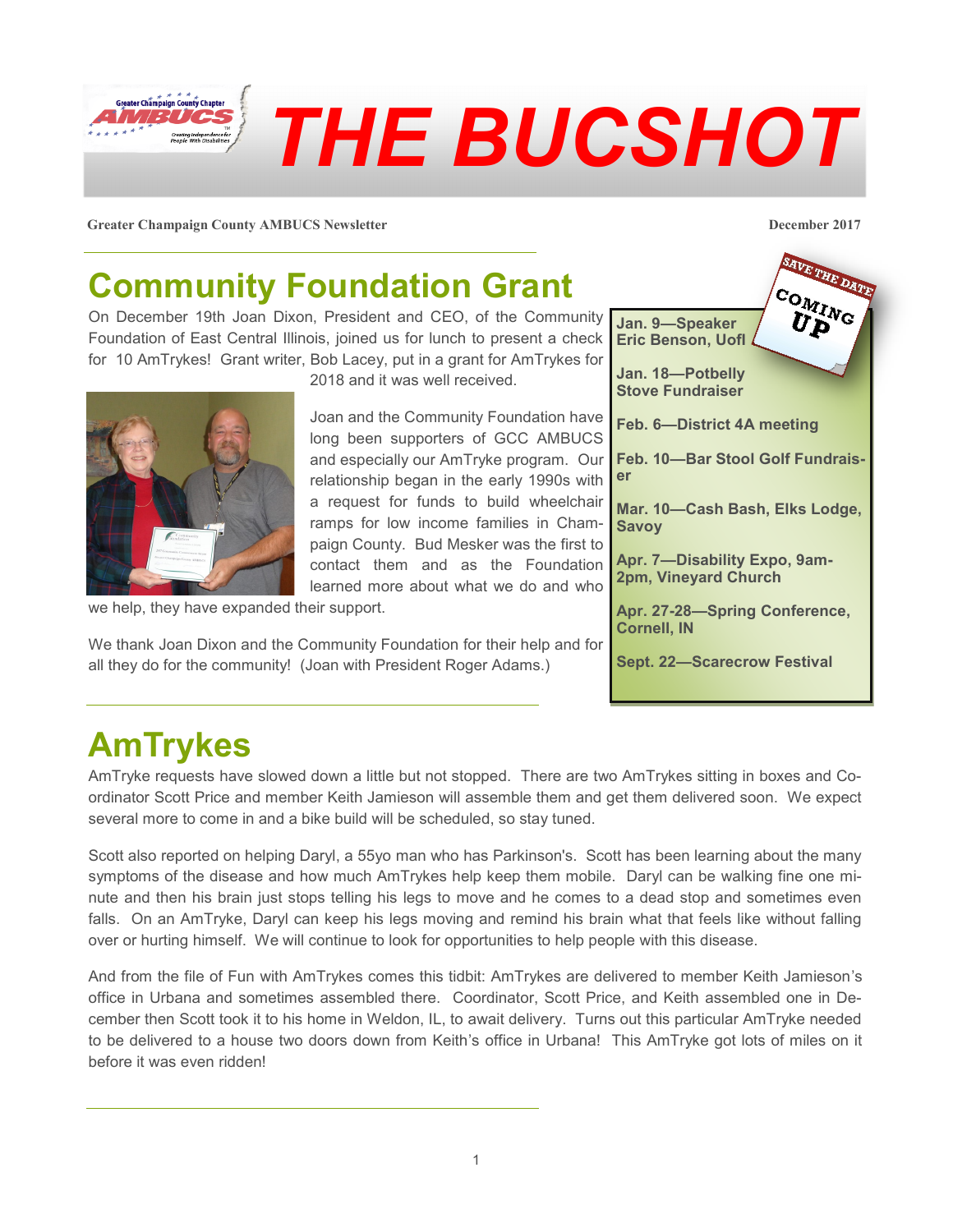# THE BUCSHOT

**Greater Champaign County AMBUCS Newsletter** | **December 2017**

## Community Foundation Grant

On December 19th Joan Dixon, President and CEO, of the Community Foundation of East Central Illinois, joined us for lunch to present a check for 10 AmTrykes! Grant writer, Bob Lacey, put in a grant for AmTrykes for 2018 and it was well received.

Joan and the Community Foundation have long been supporters of GCC AMBUCS and especially our AmTryke program. Our relationship began in the early 1990s with a request for funds to build wheelchair ramps for low income families in Champaign County. Bud Mesker was the first to contact them and as the Foundation learned more about what we do and who we help, they have expanded their support.

We thank Joan Dixon and the Community Foundation for their help and for all they do for the community! (Joan with President Roger Adams.)

### SAVE THE DATE — COMING UP

- **Jan. 9—Speaker Eric Benson, UofI**
- **Jan. 18—Potbelly Stove Fundraiser**
- **Feb. 6—District 4A meeting**
- **Feb. 10—Bar Stool Golf Fundraiser**
- **Mar. 10—Cash Bash, Elks Lodge, Savoy**
- **Apr. 7—Disability Expo, 9am-2pm, Vineyard Church**
- **Apr. 27-28—Spring Conference, Cornell, IN**
- **Sept. 22—Scarecrow Festival**

## AmTrykes

AmTryke requests have slowed down a little but not stopped. There are two AmTrykes sitting in boxes and Coordinator Scott Price and member Keith Jamieson will assemble them and get them delivered soon. We expect several more to come in and a bike build will be scheduled, so stay tuned.

Scott also reported on helping Daryl, a 55yo man who has Parkinson's. Scott has been learning about the many symptoms of the disease and how much AmTrykes help keep them mobile. Daryl can be walking fine one minute and then his brain just stops telling his legs to move and he comes to a dead stop and sometimes even falls. On an AmTryke, Daryl can keep his legs moving and remind his brain what that feels like without falling over or hurting himself. We will continue to look for opportunities to help people with this disease.

And from the file of Fun with AmTrykes comes this tidbit: AmTrykes are delivered to member Keith Jamieson's office in Urbana and sometimes assembled there. Coordinator, Scott Price, and Keith assembled one in December then Scott took it to his home in Weldon, IL, to await delivery. Turns out this particular AmTryke needed to be delivered to a house two doors down from Keith's office in Urbana! This AmTryke got lots of miles on it before it was even ridden!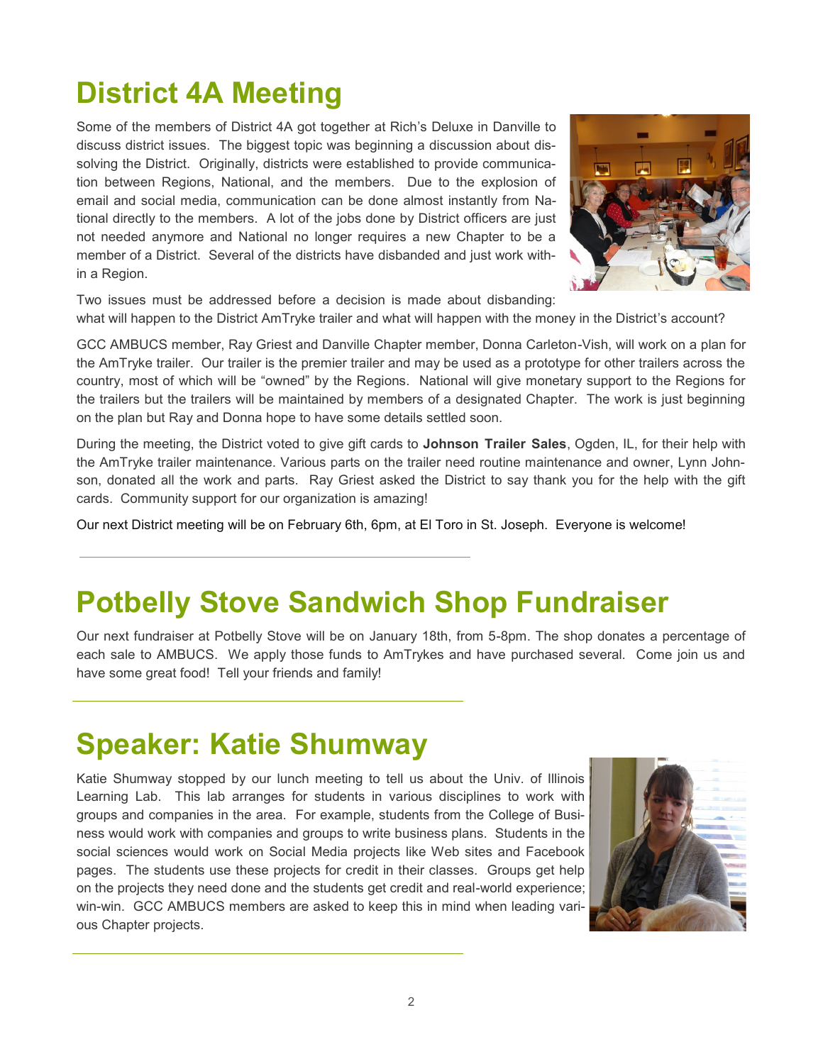# District 4A Meeting

Some of the members of District 4A got together at Rich's Deluxe in Danville to discuss district issues. The biggest topic was beginning a discussion about dissolving the District. Originally, districts were established to provide communication between Regions, National, and the members. Due to the explosion of email and social media, communication can be done almost instantly from National directly to the members. A lot of the jobs done by District officers are just not needed anymore and National no longer requires a new Chapter to be a member of a District. Several of the districts have disbanded and just work within a Region.

Two issues must be addressed before a decision is made about disbanding: what will happen to the District AmTryke trailer and what will happen with the money in the District's account?

GCC AMBUCS member, Ray Griest and Danville Chapter member, Donna Carleton-Vish, will work on a plan for the AmTryke trailer. Our trailer is the premier trailer and may be used as a prototype for other trailers across the country, most of which will be "owned" by the Regions. National will give monetary support to the Regions for the trailers but the trailers will be maintained by members of a designated Chapter. The work is just beginning on the plan but Ray and Donna hope to have some details settled soon.

During the meeting, the District voted to give gift cards to **Johnson Trailer Sales**, Ogden, IL, for their help with the AmTryke trailer maintenance. Various parts on the trailer need routine maintenance and owner, Lynn Johnson, donated all the work and parts. Ray Griest asked the District to say thank you for the help with the gift cards. Community support for our organization is amazing!

Our next District meeting will be on February 6th, 6pm, at El Toro in St. Joseph. Everyone is welcome!

---

# Potbelly Stove Sandwich Shop Fundraiser

Our next fundraiser at Potbelly Stove will be on January 18th, from 5-8pm. The shop donates a percentage of each sale to AMBUCS. We apply those funds to AmTrykes and have purchased several. Come join us and have some great food! Tell your friends and family!

---

# Speaker: Katie Shumway

Katie Shumway stopped by our lunch meeting to tell us about the Univ. of Illinois Learning Lab. This lab arranges for students in various disciplines to work with groups and companies in the area. For example, students from the College of Business would work with companies and groups to write business plans. Students in the social sciences would work on Social Media projects like Web sites and Facebook pages. The students use these projects for credit in their classes. Groups get help on the projects they need done and the students get credit and real-world experience; win-win. GCC AMBUCS members are asked to keep this in mind when leading various Chapter projects.

---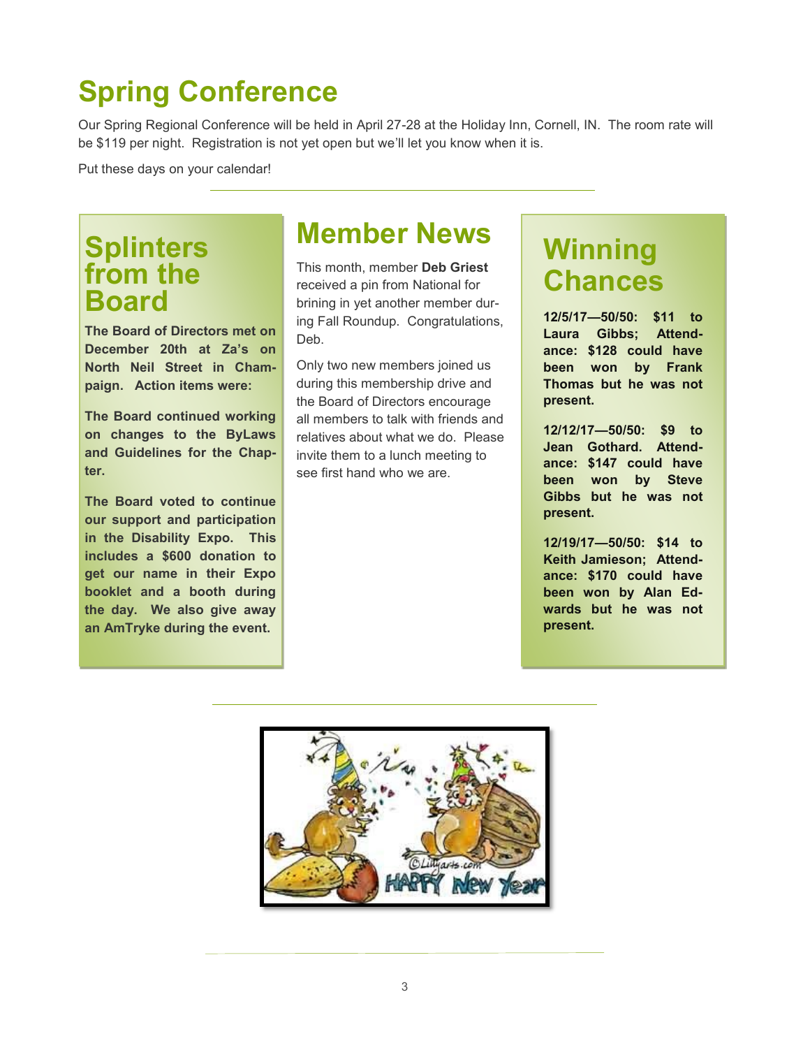# Spring Conference

Our Spring Regional Conference will be held in April 27-28 at the Holiday Inn, Cornell, IN. The room rate will be $119 per night. Registration is not yet open but we'll let you know when it is.

Put these days on your calendar!

## Splinters from the Board

**The Board of Directors met on December 20th at Za's on North Neil Street in Champaign. Action items were:**

**The Board continued working on changes to the ByLaws and Guidelines for the Chapter.**

**The Board voted to continue our support and participation in the Disability Expo. This includes a $600 donation to get our name in their Expo booklet and a booth during the day. We also give away an AmTryke during the event.**

## Member News

This month, member **Deb Griest** received a pin from National for brining in yet another member during Fall Roundup. Congratulations, Deb.

Only two new members joined us during this membership drive and the Board of Directors encourage all members to talk with friends and relatives about what we do. Please invite them to a lunch meeting to see first hand who we are.

## Winning Chances

**12/5/17—50/50: $11 to Laura Gibbs; Attendance: $128 could have been won by Frank Thomas but he was not present.**

**12/12/17—50/50: $9 to Jean Gothard. Attendance: $147 could have been won by Steve Gibbs but he was not present.**

**12/19/17—50/50: $14 to Keith Jamieson; Attendance: $170 could have been won by Alan Edwards but he was not present.**